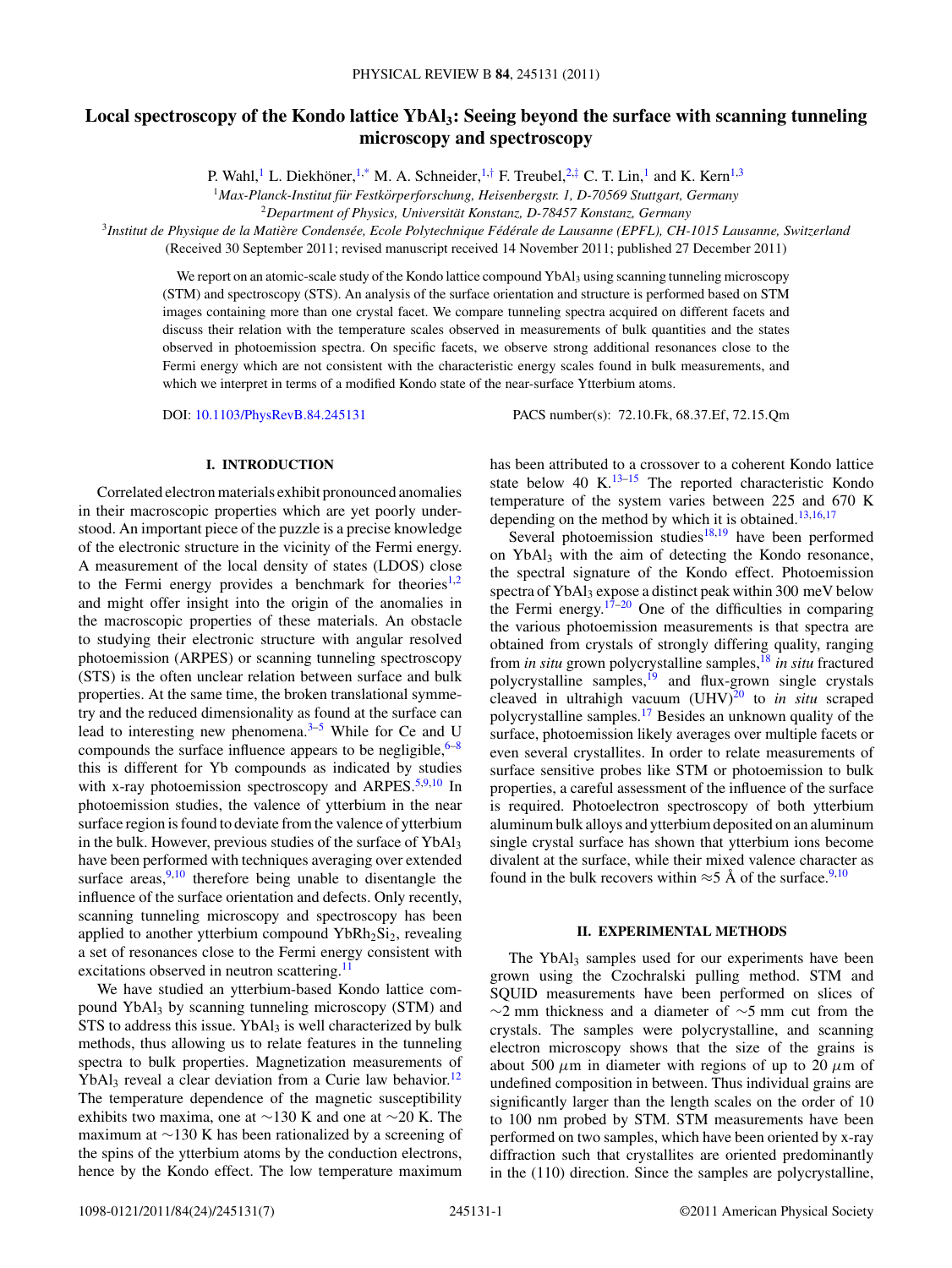# Local spectroscopy of the Kondo lattice $YbAl_3$: Seeing beyond the surface with scanning tunneling microscopy and spectroscopy

P. Wahl,[1] L. Diekhöner,[1,*] M. A. Schneider,[1,†] F. Treubel,[2,‡] C. T. Lin,[1] and K. Kern[1,3]

[1]Max-Planck-Institut für Festkörperforschung, Heisenbergstr. 1, D-70569 Stuttgart, Germany

[2]Department of Physics, Universität Konstanz, D-78457 Konstanz, Germany

[3]Institut de Physique de la Matière Condensée, Ecole Polytechnique Fédérale de Lausanne (EPFL), CH-1015 Lausanne, Switzerland

(Received 30 September 2011; revised manuscript received 14 November 2011; published 27 December 2011)

We report on an atomic-scale study of the Kondo lattice compound $YbAl_3$ using scanning tunneling microscopy (STM) and spectroscopy (STS). An analysis of the surface orientation and structure is performed based on STM images containing more than one crystal facet. We compare tunneling spectra acquired on different facets and discuss their relation with the temperature scales observed in measurements of bulk quantities and the states observed in photoemission spectra. On specific facets, we observe strong additional resonances close to the Fermi energy which are not consistent with the characteristic energy scales found in bulk measurements, and which we interpret in terms of a modified Kondo state of the near-surface Ytterbium atoms.

DOI: 10.1103/PhysRevB.84.245131 PACS number(s): 72.10.Fk, 68.37.Ef, 72.15.Qm

## I. INTRODUCTION

Correlated electron materials exhibit pronounced anomalies in their macroscopic properties which are yet poorly understood. An important piece of the puzzle is a precise knowledge of the electronic structure in the vicinity of the Fermi energy. A measurement of the local density of states (LDOS) close to the Fermi energy provides a benchmark for theories[1,2] and might offer insight into the origin of the anomalies in the macroscopic properties of these materials. An obstacle to studying their electronic structure with angular resolved photoemission (ARPES) or scanning tunneling spectroscopy (STS) is the often unclear relation between surface and bulk properties. At the same time, the broken translational symmetry and the reduced dimensionality as found at the surface can lead to interesting new phenomena.[3–5] While for Ce and U compounds the surface influence appears to be negligible,[6–8] this is different for Yb compounds as indicated by studies with x-ray photoemission spectroscopy and ARPES.[5,9,10] In photoemission studies, the valence of ytterbium in the near surface region is found to deviate from the valence of ytterbium in the bulk. However, previous studies of the surface of $YbAl_3$ have been performed with techniques averaging over extended surface areas,[9,10] therefore being unable to disentangle the influence of the surface orientation and defects. Only recently, scanning tunneling microscopy and spectroscopy has been applied to another ytterbium compound $YbRh_2Si_2$, revealing a set of resonances close to the Fermi energy consistent with excitations observed in neutron scattering.[11]

We have studied an ytterbium-based Kondo lattice compound $YbAl_3$ by scanning tunneling microscopy (STM) and STS to address this issue. $YbAl_3$ is well characterized by bulk methods, thus allowing us to relate features in the tunneling spectra to bulk properties. Magnetization measurements of $YbAl_3$ reveal a clear deviation from a Curie law behavior.[12] The temperature dependence of the magnetic susceptibility exhibits two maxima, one at $\sim$130 K and one at $\sim$20 K. The maximum at $\sim$130 K has been rationalized by a screening of the spins of the ytterbium atoms by the conduction electrons, hence by the Kondo effect. The low temperature maximum has been attributed to a crossover to a coherent Kondo lattice state below 40 K.[13–15] The reported characteristic Kondo temperature of the system varies between 225 and 670 K depending on the method by which it is obtained.[13,16,17]

Several photoemission studies[18,19] have been performed on $YbAl_3$ with the aim of detecting the Kondo resonance, the spectral signature of the Kondo effect. Photoemission spectra of $YbAl_3$ expose a distinct peak within 300 meV below the Fermi energy.[17–20] One of the difficulties in comparing the various photoemission measurements is that spectra are obtained from crystals of strongly differing quality, ranging from *in situ* grown polycrystalline samples,[18] *in situ* fractured polycrystalline samples,[19] and flux-grown single crystals cleaved in ultrahigh vacuum (UHV)[20] to *in situ* scraped polycrystalline samples.[17] Besides an unknown quality of the surface, photoemission likely averages over multiple facets or even several crystallites. In order to relate measurements of surface sensitive probes like STM or photoemission to bulk properties, a careful assessment of the influence of the surface is required. Photoelectron spectroscopy of both ytterbium aluminum bulk alloys and ytterbium deposited on an aluminum single crystal surface has shown that ytterbium ions become divalent at the surface, while their mixed valence character as found in the bulk recovers within $\approx$5 Å of the surface.[9,10]

## II. EXPERIMENTAL METHODS

The $YbAl_3$ samples used for our experiments have been grown using the Czochralski pulling method. STM and SQUID measurements have been performed on slices of $\sim$2 mm thickness and a diameter of $\sim$5 mm cut from the crystals. The samples were polycrystalline, and scanning electron microscopy shows that the size of the grains is about 500 $\mu$m in diameter with regions of up to 20 $\mu$m of undefined composition in between. Thus individual grains are significantly larger than the length scales on the order of 10 to 100 nm probed by STM. STM measurements have been performed on two samples, which have been oriented by x-ray diffraction such that crystallites are oriented predominantly in the (110) direction. Since the samples are polycrystalline,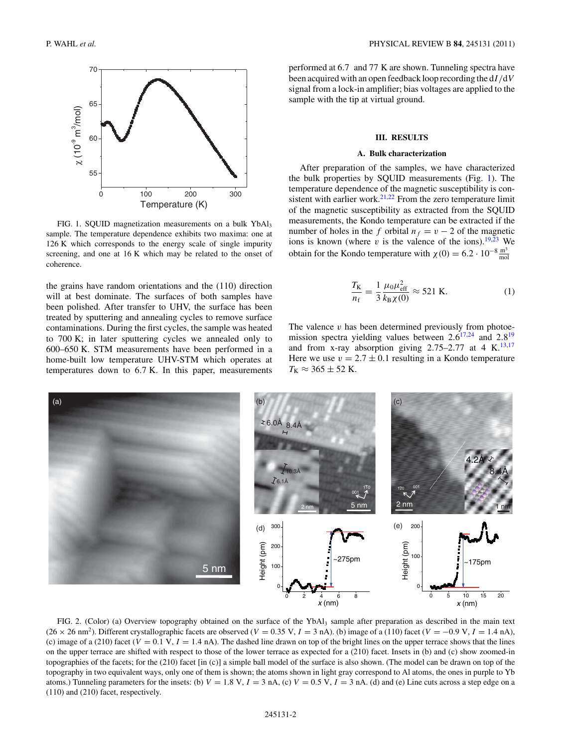FIG. 1. SQUID magnetization measurements on a bulk $YbAl_3$ sample. The temperature dependence exhibits two maxima: one at 126 K which corresponds to the energy scale of single impurity screening, and one at 16 K which may be related to the onset of coherence.

the grains have random orientations and the (110) direction will at best dominate. The surfaces of both samples have been polished. After transfer to UHV, the surface has been treated by sputtering and annealing cycles to remove surface contaminations. During the first cycles, the sample was heated to 700 K; in later sputtering cycles we annealed only to 600–650 K. STM measurements have been performed in a home-built low temperature UHV-STM which operates at temperatures down to 6.7 K. In this paper, measurements performed at 6.7 and 77 K are shown. Tunneling spectra have been acquired with an open feedback loop recording the $dI/dV$ signal from a lock-in amplifier; bias voltages are applied to the sample with the tip at virtual ground.

## III. RESULTS

### A. Bulk characterization

After preparation of the samples, we have characterized the bulk properties by SQUID measurements (Fig. 1). The temperature dependence of the magnetic susceptibility is consistent with earlier work.[21,22] From the zero temperature limit of the magnetic susceptibility as extracted from the SQUID measurements, the Kondo temperature can be extracted if the number of holes in the $f$ orbital $n_f = v - 2$ of the magnetic ions is known (where $v$ is the valence of the ions).[19,23] We obtain for the Kondo temperature with $\chi(0) = 6.2 \cdot 10^{-8} \frac{\mathrm{m}^3}{\mathrm{mol}}$

$$\frac{T_{\mathrm{K}}}{n_{\mathrm{f}}} = \frac{1}{3}\frac{\mu_0 \mu_{\mathrm{eff}}^2}{k_{\mathrm{B}}\chi(0)} \approx 521 \mathrm{~K}. \quad (1)$$

The valence $v$ has been determined previously from photoemission spectra yielding values between 2.6[17,24] and 2.8[19] and from x-ray absorption giving 2.75–2.77 at 4 K.[13,17] Here we use $v = 2.7 \pm 0.1$ resulting in a Kondo temperature $T_{\mathrm{K}} \approx 365 \pm 52$ K.

FIG. 2. (Color) (a) Overview topography obtained on the surface of the $YbAl_3$ sample after preparation as described in the main text ($26 \times 26$ nm$^2$). Different crystallographic facets are observed ($V = 0.35$ V, $I = 3$ nA). (b) image of a (110) facet ($V = -0.9$ V, $I = 1.4$ nA), (c) image of a (210) facet ($V = 0.1$ V, $I = 1.4$ nA). The dashed line drawn on top of the bright lines on the upper terrace shows that the lines on the upper terrace are shifted with respect to those of the lower terrace as expected for a (210) facet. Insets in (b) and (c) show zoomed-in topographies of the facets; for the (210) facet [in (c)] a simple ball model of the surface is also shown. (The model can be drawn on top of the topography in two equivalent ways, only one of them is shown; the atoms shown in light gray correspond to Al atoms, the ones in purple to Yb atoms.) Tunneling parameters for the insets: (b) $V = 1.8$ V, $I = 3$ nA, (c) $V = 0.5$ V, $I = 3$ nA. (d) and (e) Line cuts across a step edge on a (110) and (210) facet, respectively.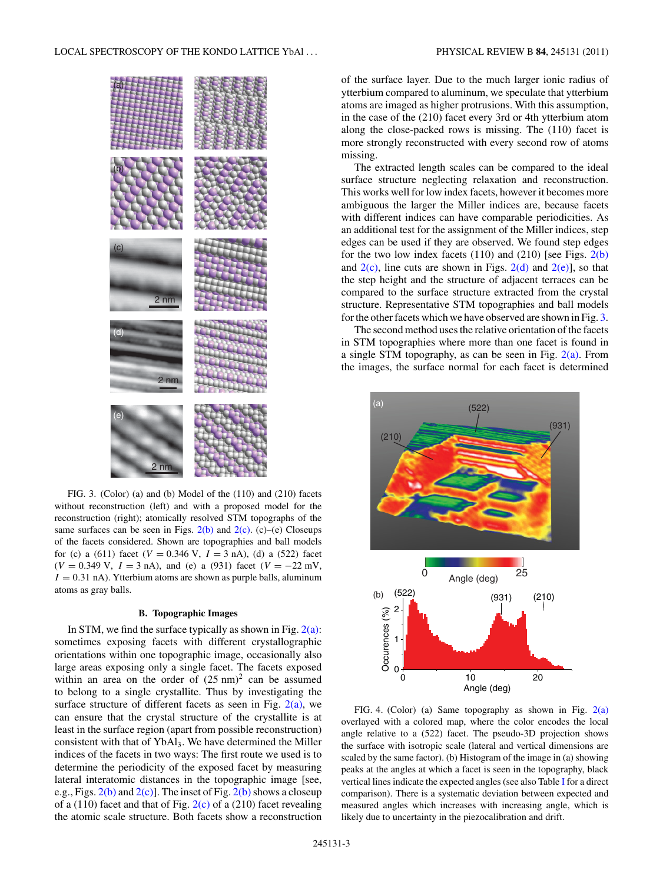FIG. 3. (Color) (a) and (b) Model of the (110) and (210) facets without reconstruction (left) and with a proposed model for the reconstruction (right); atomically resolved STM topographs of the same surfaces can be seen in Figs. 2(b) and 2(c). (c)–(e) Closeups of the facets considered. Shown are topographies and ball models for (c) a (611) facet ($V = 0.346$ V, $I = 3$ nA), (d) a (522) facet ($V = 0.349$ V, $I = 3$ nA), and (e) a (931) facet ($V = -22$ mV, $I = 0.31$ nA). Ytterbium atoms are shown as purple balls, aluminum atoms as gray balls.

### B. Topographic Images

In STM, we find the surface typically as shown in Fig. 2(a): sometimes exposing facets with different crystallographic orientations within one topographic image, occasionally also large areas exposing only a single facet. The facets exposed within an area on the order of $(25\ \text{nm})^2$ can be assumed to belong to a single crystallite. Thus by investigating the surface structure of different facets as seen in Fig. 2(a), we can ensure that the crystal structure of the crystallite is at least in the surface region (apart from possible reconstruction) consistent with that of $YbAl_3$. We have determined the Miller indices of the facets in two ways: The first route we used is to determine the periodicity of the exposed facet by measuring lateral interatomic distances in the topographic image [see, e.g., Figs. 2(b) and 2(c)]. The inset of Fig. 2(b) shows a closeup of a (110) facet and that of Fig. 2(c) of a (210) facet revealing the atomic scale structure. Both facets show a reconstruction of the surface layer. Due to the much larger ionic radius of ytterbium compared to aluminum, we speculate that ytterbium atoms are imaged as higher protrusions. With this assumption, in the case of the (210) facet every 3rd or 4th ytterbium atom along the close-packed rows is missing. The (110) facet is more strongly reconstructed with every second row of atoms missing.

The extracted length scales can be compared to the ideal surface structure neglecting relaxation and reconstruction. This works well for low index facets, however it becomes more ambiguous the larger the Miller indices are, because facets with different indices can have comparable periodicities. As an additional test for the assignment of the Miller indices, step edges can be used if they are observed. We found step edges for the two low index facets (110) and (210) [see Figs. 2(b) and 2(c), line cuts are shown in Figs. 2(d) and 2(e)], so that the step height and the structure of adjacent terraces can be compared to the surface structure extracted from the crystal structure. Representative STM topographies and ball models for the other facets which we have observed are shown in Fig. 3.

The second method uses the relative orientation of the facets in STM topographies where more than one facet is found in a single STM topography, as can be seen in Fig. 2(a). From the images, the surface normal for each facet is determined

FIG. 4. (Color) (a) Same topography as shown in Fig. 2(a) overlayed with a colored map, where the color encodes the local angle relative to a (522) facet. The pseudo-3D projection shows the surface with isotropic scale (lateral and vertical dimensions are scaled by the same factor). (b) Histogram of the image in (a) showing peaks at the angles at which a facet is seen in the topography, black vertical lines indicate the expected angles (see also Table I for a direct comparison). There is a systematic deviation between expected and measured angles which increases with increasing angle, which is likely due to uncertainty in the piezocalibration and drift.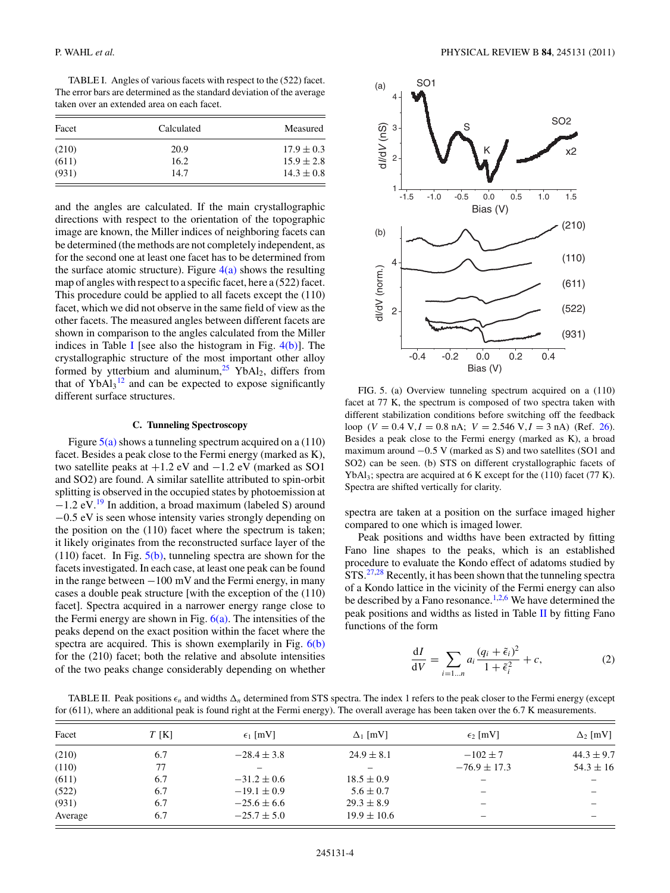TABLE I. Angles of various facets with respect to the (522) facet. The error bars are determined as the standard deviation of the average taken over an extended area on each facet.

| Facet | Calculated | Measured |
|---|---|---|
| (210) | 20.9 | $17.9 \pm 0.3$ |
| (611) | 16.2 | $15.9 \pm 2.8$ |
| (931) | 14.7 | $14.3 \pm 0.8$ |

and the angles are calculated. If the main crystallographic directions with respect to the orientation of the topographic image are known, the Miller indices of neighboring facets can be determined (the methods are not completely independent, as for the second one at least one facet has to be determined from the surface atomic structure). Figure 4(a) shows the resulting map of angles with respect to a specific facet, here a (522) facet. This procedure could be applied to all facets except the (110) facet, which we did not observe in the same field of view as the other facets. The measured angles between different facets are shown in comparison to the angles calculated from the Miller indices in Table I [see also the histogram in Fig. 4(b)]. The crystallographic structure of the most important other alloy formed by ytterbium and aluminum,[25] $YbAl_2$, differs from that of $YbAl_3$[12] and can be expected to expose significantly different surface structures.

### C. Tunneling Spectroscopy

Figure 5(a) shows a tunneling spectrum acquired on a (110) facet. Besides a peak close to the Fermi energy (marked as K), two satellite peaks at +1.2 eV and −1.2 eV (marked as SO1 and SO2) are found. A similar satellite attributed to spin-orbit splitting is observed in the occupied states by photoemission at −1.2 eV.[19] In addition, a broad maximum (labeled S) around −0.5 eV is seen whose intensity varies strongly depending on the position on the (110) facet where the spectrum is taken; it likely originates from the reconstructed surface layer of the (110) facet. In Fig. 5(b), tunneling spectra are shown for the facets investigated. In each case, at least one peak can be found in the range between −100 mV and the Fermi energy, in many cases a double peak structure [with the exception of the (110) facet]. Spectra acquired in a narrower energy range close to the Fermi energy are shown in Fig. 6(a). The intensities of the peaks depend on the exact position within the facet where the spectra are acquired. This is shown exemplarily in Fig. 6(b) for the (210) facet; both the relative and absolute intensities of the two peaks change considerably depending on whether spectra are taken at a position on the surface imaged higher compared to one which is imaged lower.

FIG. 5. (a) Overview tunneling spectrum acquired on a (110) facet at 77 K, the spectrum is composed of two spectra taken with different stabilization conditions before switching off the feedback loop ($V = 0.4$ V, $I = 0.8$ nA; $V = 2.546$ V, $I = 3$ nA) (Ref. 26). Besides a peak close to the Fermi energy (marked as K), a broad maximum around −0.5 V (marked as S) and two satellites (SO1 and SO2) can be seen. (b) STS on different crystallographic facets of $YbAl_3$; spectra are acquired at 6 K except for the (110) facet (77 K). Spectra are shifted vertically for clarity.

Peak positions and widths have been extracted by fitting Fano line shapes to the peaks, which is an established procedure to evaluate the Kondo effect of adatoms studied by STS.[27,28] Recently, it has been shown that the tunneling spectra of a Kondo lattice in the vicinity of the Fermi energy can also be described by a Fano resonance.[1,2,6] We have determined the peak positions and widths as listed in Table II by fitting Fano functions of the form

$$\frac{\mathrm{d}I}{\mathrm{d}V} = \sum_{i=1\ldots n} a_i \frac{(q_i + \tilde{\epsilon}_i)^2}{1 + \tilde{\epsilon}_i^2} + c, \tag{2}$$

TABLE II. Peak positions $\epsilon_n$ and widths $\Delta_n$ determined from STS spectra. The index 1 refers to the peak closer to the Fermi energy (except for (611), where an additional peak is found right at the Fermi energy). The overall average has been taken over the 6.7 K measurements.

| Facet | $T$ [K] | $\epsilon_1$ [mV] | $\Delta_1$ [mV] | $\epsilon_2$ [mV] | $\Delta_2$ [mV] |
|---|---|---|---|---|---|
| (210) | 6.7 | $-28.4 \pm 3.8$ | $24.9 \pm 8.1$ | $-102 \pm 7$ | $44.3 \pm 9.7$ |
| (110) | 77 | – | – | $-76.9 \pm 17.3$ | $54.3 \pm 16$ |
| (611) | 6.7 | $-31.2 \pm 0.6$ | $18.5 \pm 0.9$ | – | – |
| (522) | 6.7 | $-19.1 \pm 0.9$ | $5.6 \pm 0.7$ | – | – |
| (931) | 6.7 | $-25.6 \pm 6.6$ | $29.3 \pm 8.9$ | – | – |
| Average | 6.7 | $-25.7 \pm 5.0$ | $19.9 \pm 10.6$ | – | – |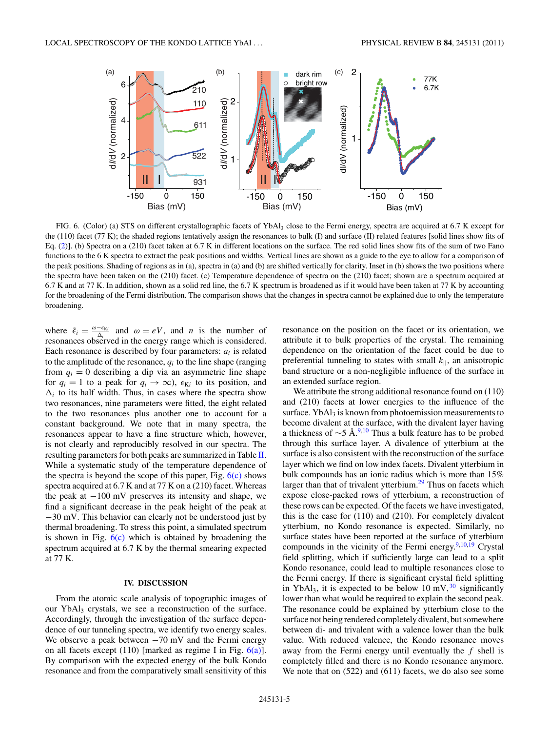FIG. 6. (Color) (a) STS on different crystallographic facets of $YbAl_3$ close to the Fermi energy, spectra are acquired at 6.7 K except for the (110) facet (77 K); the shaded regions tentatively assign the resonances to bulk (I) and surface (II) related features [solid lines show fits of Eq. (2)]. (b) Spectra on a (210) facet taken at 6.7 K in different locations on the surface. The red solid lines show fits of the sum of two Fano functions to the 6 K spectra to extract the peak positions and widths. Vertical lines are shown as a guide to the eye to allow for a comparison of the peak positions. Shading of regions as in (a), spectra in (a) and (b) are shifted vertically for clarity. Inset in (b) shows the two positions where the spectra have been taken on the (210) facet. (c) Temperature dependence of spectra on the (210) facet; shown are a spectrum acquired at 6.7 K and at 77 K. In addition, shown as a solid red line, the 6.7 K spectrum is broadened as if it would have been taken at 77 K by accounting for the broadening of the Fermi distribution. The comparison shows that the changes in spectra cannot be explained due to only the temperature broadening.

where $\tilde{\epsilon}_i = \frac{\omega - \epsilon_{Ki}}{\Delta_i}$ and $\omega = eV$, and $n$ is the number of resonances observed in the energy range which is considered. Each resonance is described by four parameters: $a_i$ is related to the amplitude of the resonance, $q_i$ to the line shape (ranging from $q_i = 0$ describing a dip via an asymmetric line shape for $q_i = 1$ to a peak for $q_i \to \infty$), $\epsilon_{Ki}$ to its position, and $\Delta_i$ to its half width. Thus, in cases where the spectra show two resonances, nine parameters were fitted, the eight related to the two resonances plus another one to account for a constant background. We note that in many spectra, the resonances appear to have a fine structure which, however, is not clearly and reproducibly resolved in our spectra. The resulting parameters for both peaks are summarized in Table II. While a systematic study of the temperature dependence of the spectra is beyond the scope of this paper, Fig. 6(c) shows spectra acquired at 6.7 K and at 77 K on a (210) facet. Whereas the peak at $-100$ mV preserves its intensity and shape, we find a significant decrease in the peak height of the peak at $-30$ mV. This behavior can clearly not be understood just by thermal broadening. To stress this point, a simulated spectrum is shown in Fig. 6(c) which is obtained by broadening the spectrum acquired at 6.7 K by the thermal smearing expected at 77 K.

## IV. DISCUSSION

From the atomic scale analysis of topographic images of our $YbAl_3$ crystals, we see a reconstruction of the surface. Accordingly, through the investigation of the surface dependence of our tunneling spectra, we identify two energy scales. We observe a peak between $-70$ mV and the Fermi energy on all facets except (110) [marked as regime I in Fig. 6(a)]. By comparison with the expected energy of the bulk Kondo resonance and from the comparatively small sensitivity of this resonance on the position on the facet or its orientation, we attribute it to bulk properties of the crystal. The remaining dependence on the orientation of the facet could be due to preferential tunneling to states with small $k_{||}$, an anisotropic band structure or a non-negligible influence of the surface in an extended surface region.

We attribute the strong additional resonance found on (110) and (210) facets at lower energies to the influence of the surface. $YbAl_3$ is known from photoemission measurements to become divalent at the surface, with the divalent layer having a thickness of $\sim$5 Å.[9,10] Thus a bulk feature has to be probed through this surface layer. A divalence of ytterbium at the surface is also consistent with the reconstruction of the surface layer which we find on low index facets. Divalent ytterbium in bulk compounds has an ionic radius which is more than 15% larger than that of trivalent ytterbium.[29] Thus on facets which expose close-packed rows of ytterbium, a reconstruction of these rows can be expected. Of the facets we have investigated, this is the case for (110) and (210). For completely divalent ytterbium, no Kondo resonance is expected. Similarly, no surface states have been reported at the surface of ytterbium compounds in the vicinity of the Fermi energy.[9,10,19] Crystal field splitting, which if sufficiently large can lead to a split Kondo resonance, could lead to multiple resonances close to the Fermi energy. If there is significant crystal field splitting in $YbAl_3$, it is expected to be below 10 mV,[30] significantly lower than what would be required to explain the second peak. The resonance could be explained by ytterbium close to the surface not being rendered completely divalent, but somewhere between di- and trivalent with a valence lower than the bulk value. With reduced valence, the Kondo resonance moves away from the Fermi energy until eventually the $f$ shell is completely filled and there is no Kondo resonance anymore. We note that on (522) and (611) facets, we do also see some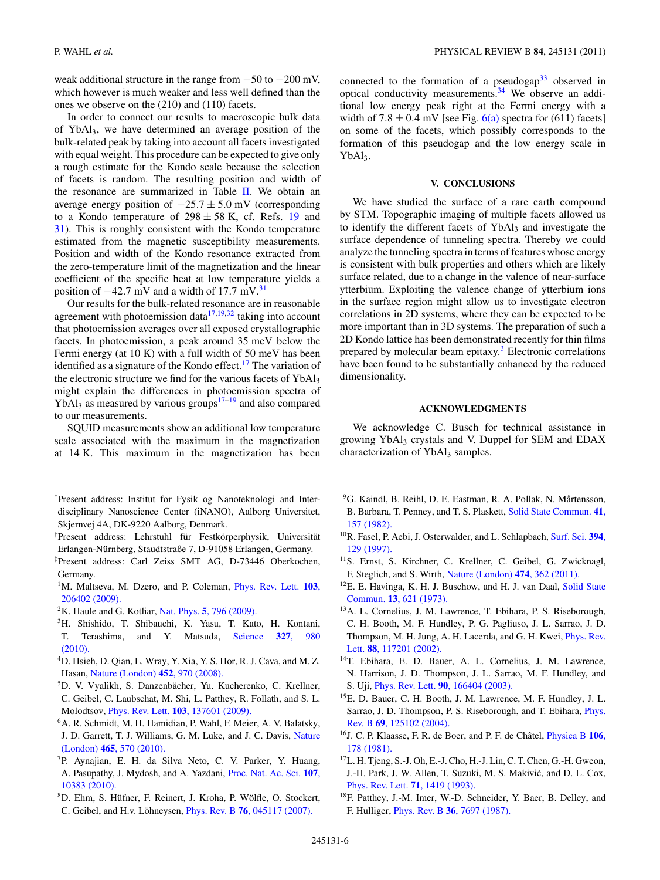weak additional structure in the range from −50 to −200 mV, which however is much weaker and less well defined than the ones we observe on the (210) and (110) facets.

In order to connect our results to macroscopic bulk data of $YbAl_3$, we have determined an average position of the bulk-related peak by taking into account all facets investigated with equal weight. This procedure can be expected to give only a rough estimate for the Kondo scale because the selection of facets is random. The resulting position and width of the resonance are summarized in Table II. We obtain an average energy position of $-25.7 \pm 5.0$ mV (corresponding to a Kondo temperature of $298 \pm 58$ K, cf. Refs. 19 and 31). This is roughly consistent with the Kondo temperature estimated from the magnetic susceptibility measurements. Position and width of the Kondo resonance extracted from the zero-temperature limit of the magnetization and the linear coefficient of the specific heat at low temperature yields a position of −42.7 mV and a width of 17.7 mV.[31]

Our results for the bulk-related resonance are in reasonable agreement with photoemission data[17,19,32] taking into account that photoemission averages over all exposed crystallographic facets. In photoemission, a peak around 35 meV below the Fermi energy (at 10 K) with a full width of 50 meV has been identified as a signature of the Kondo effect.[17] The variation of the electronic structure we find for the various facets of $YbAl_3$ might explain the differences in photoemission spectra of $YbAl_3$ as measured by various groups[17–19] and also compared to our measurements.

SQUID measurements show an additional low temperature scale associated with the maximum in the magnetization at 14 K. This maximum in the magnetization has been connected to the formation of a pseudogap[33] observed in optical conductivity measurements.[34] We observe an additional low energy peak right at the Fermi energy with a width of $7.8 \pm 0.4$ mV [see Fig. 6(a) spectra for (611) facets] on some of the facets, which possibly corresponds to the formation of this pseudogap and the low energy scale in $YbAl_3$.

## V. CONCLUSIONS

We have studied the surface of a rare earth compound by STM. Topographic imaging of multiple facets allowed us to identify the different facets of $YbAl_3$ and investigate the surface dependence of tunneling spectra. Thereby we could analyze the tunneling spectra in terms of features whose energy is consistent with bulk properties and others which are likely surface related, due to a change in the valence of near-surface ytterbium. Exploiting the valence change of ytterbium ions in the surface region might allow us to investigate electron correlations in 2D systems, where they can be expected to be more important than in 3D systems. The preparation of such a 2D Kondo lattice has been demonstrated recently for thin films prepared by molecular beam epitaxy.[3] Electronic correlations have been found to be substantially enhanced by the reduced dimensionality.

## ACKNOWLEDGMENTS

We acknowledge C. Busch for technical assistance in growing $YbAl_3$ crystals and V. Duppel for SEM and EDAX characterization of $YbAl_3$ samples.

---

*Present address: Institut for Fysik og Nanoteknologi and Interdisciplinary Nanoscience Center (iNANO), Aalborg Universitet, Skjernvej 4A, DK-9220 Aalborg, Denmark.

†Present address: Lehrstuhl für Festkörperphysik, Universität Erlangen-Nürnberg, Staudtstraße 7, D-91058 Erlangen, Germany.

‡Present address: Carl Zeiss SMT AG, D-73446 Oberkochen, Germany.

1. M. Maltseva, M. Dzero, and P. Coleman, Phys. Rev. Lett. **103**, 206402 (2009).
2. K. Haule and G. Kotliar, Nat. Phys. **5**, 796 (2009).
3. H. Shishido, T. Shibauchi, K. Yasu, T. Kato, H. Kontani, T. Terashima, and Y. Matsuda, Science **327**, 980 (2010).
4. D. Hsieh, D. Qian, L. Wray, Y. Xia, Y. S. Hor, R. J. Cava, and M. Z. Hasan, Nature (London) **452**, 970 (2008).
5. D. V. Vyalikh, S. Danzenbächer, Yu. Kucherenko, C. Krellner, C. Geibel, C. Laubschat, M. Shi, L. Patthey, R. Follath, and S. L. Molodtsov, Phys. Rev. Lett. **103**, 137601 (2009).
6. A. R. Schmidt, M. H. Hamidian, P. Wahl, F. Meier, A. V. Balatsky, J. D. Garrett, T. J. Williams, G. M. Luke, and J. C. Davis, Nature (London) **465**, 570 (2010).
7. P. Aynajian, E. H. da Silva Neto, C. V. Parker, Y. Huang, A. Pasupathy, J. Mydosh, and A. Yazdani, Proc. Nat. Ac. Sci. **107**, 10383 (2010).
8. D. Ehm, S. Hüfner, F. Reinert, J. Kroha, P. Wölfle, O. Stockert, C. Geibel, and H.v. Löhneysen, Phys. Rev. B **76**, 045117 (2007).
9. G. Kaindl, B. Reihl, D. E. Eastman, R. A. Pollak, N. Mårtensson, B. Barbara, T. Penney, and T. S. Plaskett, Solid State Commun. **41**, 157 (1982).
10. R. Fasel, P. Aebi, J. Osterwalder, and L. Schlapbach, Surf. Sci. **394**, 129 (1997).
11. S. Ernst, S. Kirchner, C. Krellner, C. Geibel, G. Zwicknagl, F. Steglich, and S. Wirth, Nature (London) **474**, 362 (2011).
12. E. E. Havinga, K. H. J. Buschow, and H. J. van Daal, Solid State Commun. **13**, 621 (1973).
13. A. L. Cornelius, J. M. Lawrence, T. Ebihara, P. S. Riseborough, C. H. Booth, M. F. Hundley, P. G. Pagliuso, J. L. Sarrao, J. D. Thompson, M. H. Jung, A. H. Lacerda, and G. H. Kwei, Phys. Rev. Lett. **88**, 117201 (2002).
14. T. Ebihara, E. D. Bauer, A. L. Cornelius, J. M. Lawrence, N. Harrison, J. D. Thompson, J. L. Sarrao, M. F. Hundley, and S. Uji, Phys. Rev. Lett. **90**, 166404 (2003).
15. E. D. Bauer, C. H. Booth, J. M. Lawrence, M. F. Hundley, J. L. Sarrao, J. D. Thompson, P. S. Riseborough, and T. Ebihara, Phys. Rev. B **69**, 125102 (2004).
16. J. C. P. Klaasse, F. R. de Boer, and P. F. de Châtel, Physica B **106**, 178 (1981).
17. L. H. Tjeng, S.-J. Oh, E.-J. Cho, H.-J. Lin, C. T. Chen, G.-H. Gweon, J.-H. Park, J. W. Allen, T. Suzuki, M. S. Makivić, and D. L. Cox, Phys. Rev. Lett. **71**, 1419 (1993).
18. F. Patthey, J.-M. Imer, W.-D. Schneider, Y. Baer, B. Delley, and F. Hulliger, Phys. Rev. B **36**, 7697 (1987).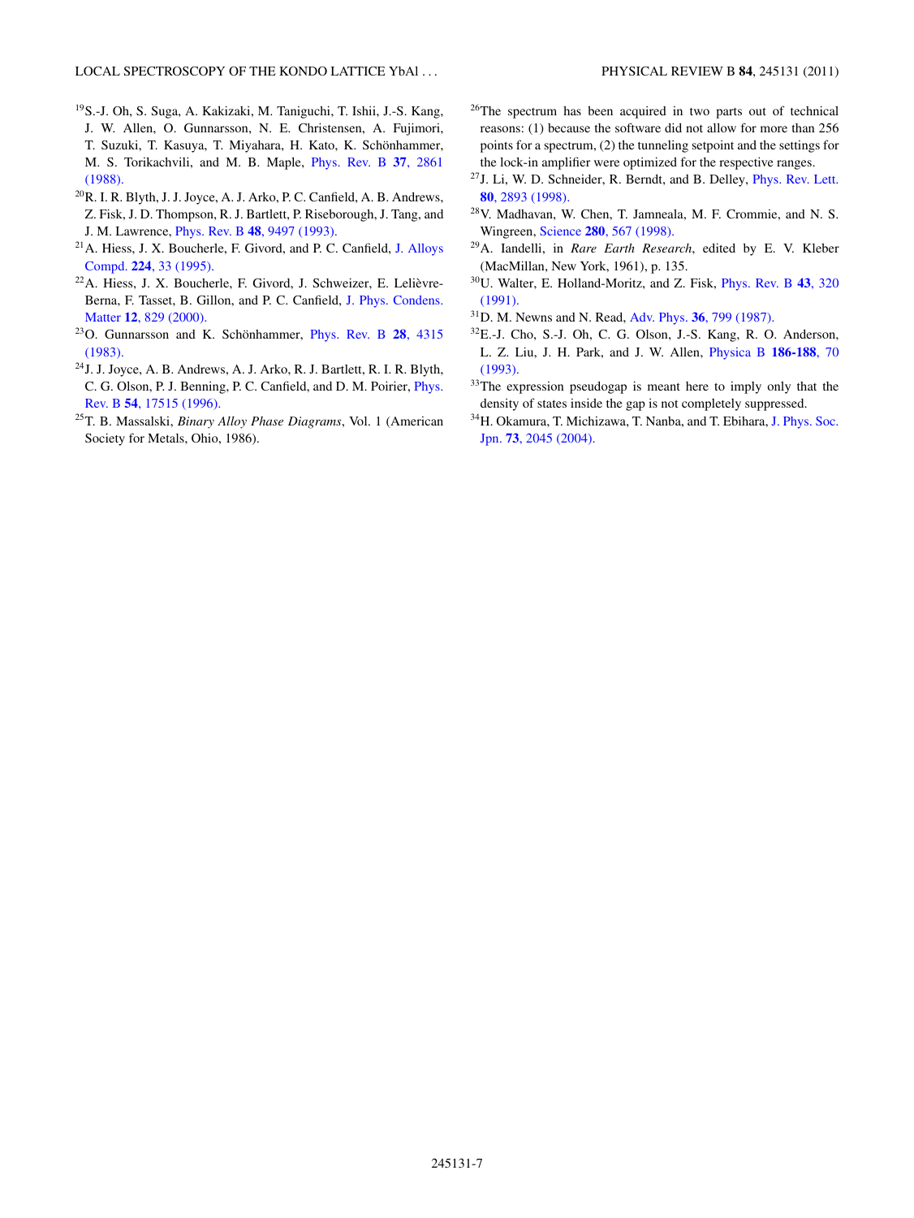[19] S.-J. Oh, S. Suga, A. Kakizaki, M. Taniguchi, T. Ishii, J.-S. Kang, J. W. Allen, O. Gunnarsson, N. E. Christensen, A. Fujimori, T. Suzuki, T. Kasuya, T. Miyahara, H. Kato, K. Schönhammer, M. S. Torikachvili, and M. B. Maple, Phys. Rev. B **37**, 2861 (1988).

[20] R. I. R. Blyth, J. J. Joyce, A. J. Arko, P. C. Canfield, A. B. Andrews, Z. Fisk, J. D. Thompson, R. J. Bartlett, P. Riseborough, J. Tang, and J. M. Lawrence, Phys. Rev. B **48**, 9497 (1993).

[21] A. Hiess, J. X. Boucherle, F. Givord, and P. C. Canfield, J. Alloys Compd. **224**, 33 (1995).

[22] A. Hiess, J. X. Boucherle, F. Givord, J. Schweizer, E. Lelièvre-Berna, F. Tasset, B. Gillon, and P. C. Canfield, J. Phys. Condens. Matter **12**, 829 (2000).

[23] O. Gunnarsson and K. Schönhammer, Phys. Rev. B **28**, 4315 (1983).

[24] J. J. Joyce, A. B. Andrews, A. J. Arko, R. J. Bartlett, R. I. R. Blyth, C. G. Olson, P. J. Benning, P. C. Canfield, and D. M. Poirier, Phys. Rev. B **54**, 17515 (1996).

[25] T. B. Massalski, *Binary Alloy Phase Diagrams*, Vol. 1 (American Society for Metals, Ohio, 1986).

[26] The spectrum has been acquired in two parts out of technical reasons: (1) because the software did not allow for more than 256 points for a spectrum, (2) the tunneling setpoint and the settings for the lock-in amplifier were optimized for the respective ranges.

[27] J. Li, W. D. Schneider, R. Berndt, and B. Delley, Phys. Rev. Lett. **80**, 2893 (1998).

[28] V. Madhavan, W. Chen, T. Jamneala, M. F. Crommie, and N. S. Wingreen, Science **280**, 567 (1998).

[29] A. Iandelli, in *Rare Earth Research*, edited by E. V. Kleber (MacMillan, New York, 1961), p. 135.

[30] U. Walter, E. Holland-Moritz, and Z. Fisk, Phys. Rev. B **43**, 320 (1991).

[31] D. M. Newns and N. Read, Adv. Phys. **36**, 799 (1987).

[32] E.-J. Cho, S.-J. Oh, C. G. Olson, J.-S. Kang, R. O. Anderson, L. Z. Liu, J. H. Park, and J. W. Allen, Physica B **186-188**, 70 (1993).

[33] The expression pseudogap is meant here to imply only that the density of states inside the gap is not completely suppressed.

[34] H. Okamura, T. Michizawa, T. Nanba, and T. Ebihara, J. Phys. Soc. Jpn. **73**, 2045 (2004).